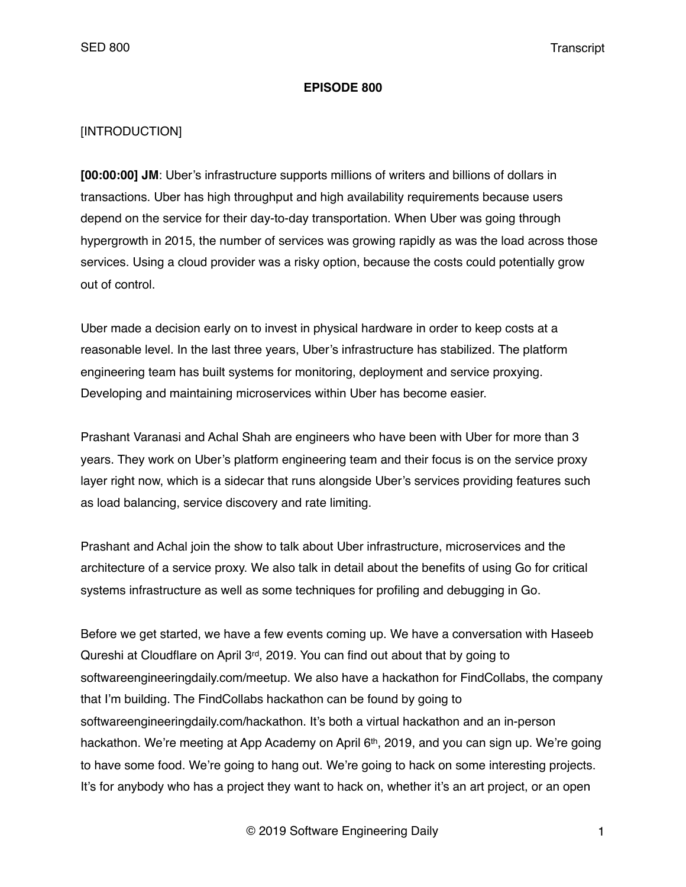**EPISODE 800**

[INTRODUCTION]

**[00:00:00] JM**: Uber's infrastructure supports millions of writers and billions of dollars in transactions. Uber has high throughput and high availability requirements because users depend on the service for their day-to-day transportation. When Uber was going through hypergrowth in 2015, the number of services was growing rapidly as was the load across those services. Using a cloud provider was a risky option, because the costs could potentially grow out of control.

Uber made a decision early on to invest in physical hardware in order to keep costs at a reasonable level. In the last three years, Uber's infrastructure has stabilized. The platform engineering team has built systems for monitoring, deployment and service proxying. Developing and maintaining microservices within Uber has become easier.

Prashant Varanasi and Achal Shah are engineers who have been with Uber for more than 3 years. They work on Uber's platform engineering team and their focus is on the service proxy layer right now, which is a sidecar that runs alongside Uber's services providing features such as load balancing, service discovery and rate limiting.

Prashant and Achal join the show to talk about Uber infrastructure, microservices and the architecture of a service proxy. We also talk in detail about the benefits of using Go for critical systems infrastructure as well as some techniques for profiling and debugging in Go.

Before we get started, we have a few events coming up. We have a conversation with Haseeb Qureshi at Cloudflare on April 3rd, 2019. You can find out about that by going to softwareengineeringdaily.com/meetup. We also have a hackathon for FindCollabs, the company that I'm building. The FindCollabs hackathon can be found by going to softwareengineeringdaily.com/hackathon. It's both a virtual hackathon and an in-person hackathon. We're meeting at App Academy on April 6th, 2019, and you can sign up. We're going to have some food. We're going to hang out. We're going to hack on some interesting projects. It's for anybody who has a project they want to hack on, whether it's an art project, or an open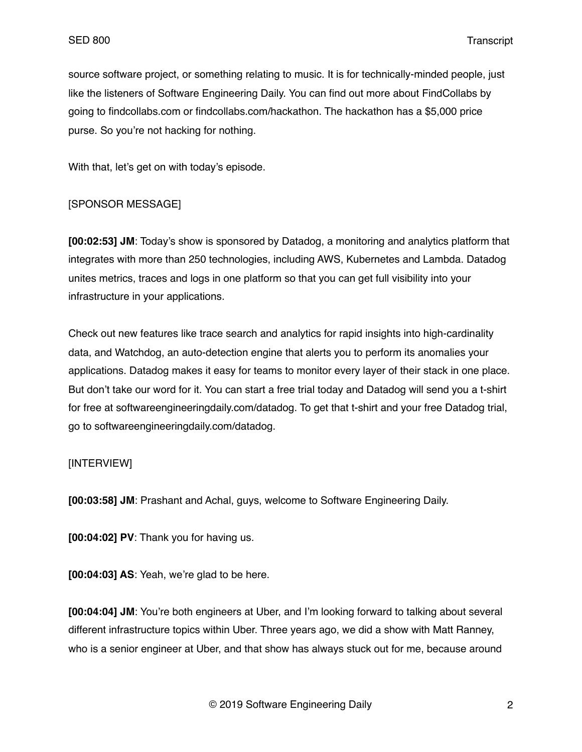source software project, or something relating to music. It is for technically-minded people, just like the listeners of Software Engineering Daily. You can find out more about FindCollabs by going to findcollabs.com or findcollabs.com/hackathon. The hackathon has a $5,000 price purse. So you're not hacking for nothing.

With that, let's get on with today's episode.

[SPONSOR MESSAGE]

**[00:02:53] JM**: Today's show is sponsored by Datadog, a monitoring and analytics platform that integrates with more than 250 technologies, including AWS, Kubernetes and Lambda. Datadog unites metrics, traces and logs in one platform so that you can get full visibility into your infrastructure in your applications.

Check out new features like trace search and analytics for rapid insights into high-cardinality data, and Watchdog, an auto-detection engine that alerts you to perform its anomalies your applications. Datadog makes it easy for teams to monitor every layer of their stack in one place. But don't take our word for it. You can start a free trial today and Datadog will send you a t-shirt for free at softwareengineeringdaily.com/datadog. To get that t-shirt and your free Datadog trial, go to softwareengineeringdaily.com/datadog.

[INTERVIEW]

**[00:03:58] JM**: Prashant and Achal, guys, welcome to Software Engineering Daily.

**[00:04:02] PV**: Thank you for having us.

**[00:04:03] AS**: Yeah, we're glad to be here.

**[00:04:04] JM**: You're both engineers at Uber, and I'm looking forward to talking about several different infrastructure topics within Uber. Three years ago, we did a show with Matt Ranney, who is a senior engineer at Uber, and that show has always stuck out for me, because around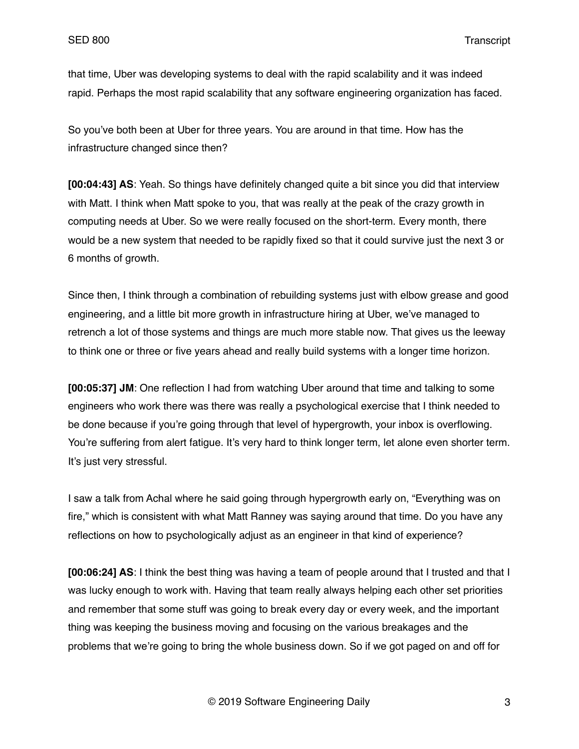that time, Uber was developing systems to deal with the rapid scalability and it was indeed rapid. Perhaps the most rapid scalability that any software engineering organization has faced.

So you've both been at Uber for three years. You are around in that time. How has the infrastructure changed since then?

**[00:04:43] AS**: Yeah. So things have definitely changed quite a bit since you did that interview with Matt. I think when Matt spoke to you, that was really at the peak of the crazy growth in computing needs at Uber. So we were really focused on the short-term. Every month, there would be a new system that needed to be rapidly fixed so that it could survive just the next 3 or 6 months of growth.

Since then, I think through a combination of rebuilding systems just with elbow grease and good engineering, and a little bit more growth in infrastructure hiring at Uber, we've managed to retrench a lot of those systems and things are much more stable now. That gives us the leeway to think one or three or five years ahead and really build systems with a longer time horizon.

**[00:05:37] JM**: One reflection I had from watching Uber around that time and talking to some engineers who work there was there was really a psychological exercise that I think needed to be done because if you're going through that level of hypergrowth, your inbox is overflowing. You're suffering from alert fatigue. It's very hard to think longer term, let alone even shorter term. It's just very stressful.

I saw a talk from Achal where he said going through hypergrowth early on, "Everything was on fire," which is consistent with what Matt Ranney was saying around that time. Do you have any reflections on how to psychologically adjust as an engineer in that kind of experience?

**[00:06:24] AS**: I think the best thing was having a team of people around that I trusted and that I was lucky enough to work with. Having that team really always helping each other set priorities and remember that some stuff was going to break every day or every week, and the important thing was keeping the business moving and focusing on the various breakages and the problems that we're going to bring the whole business down. So if we got paged on and off for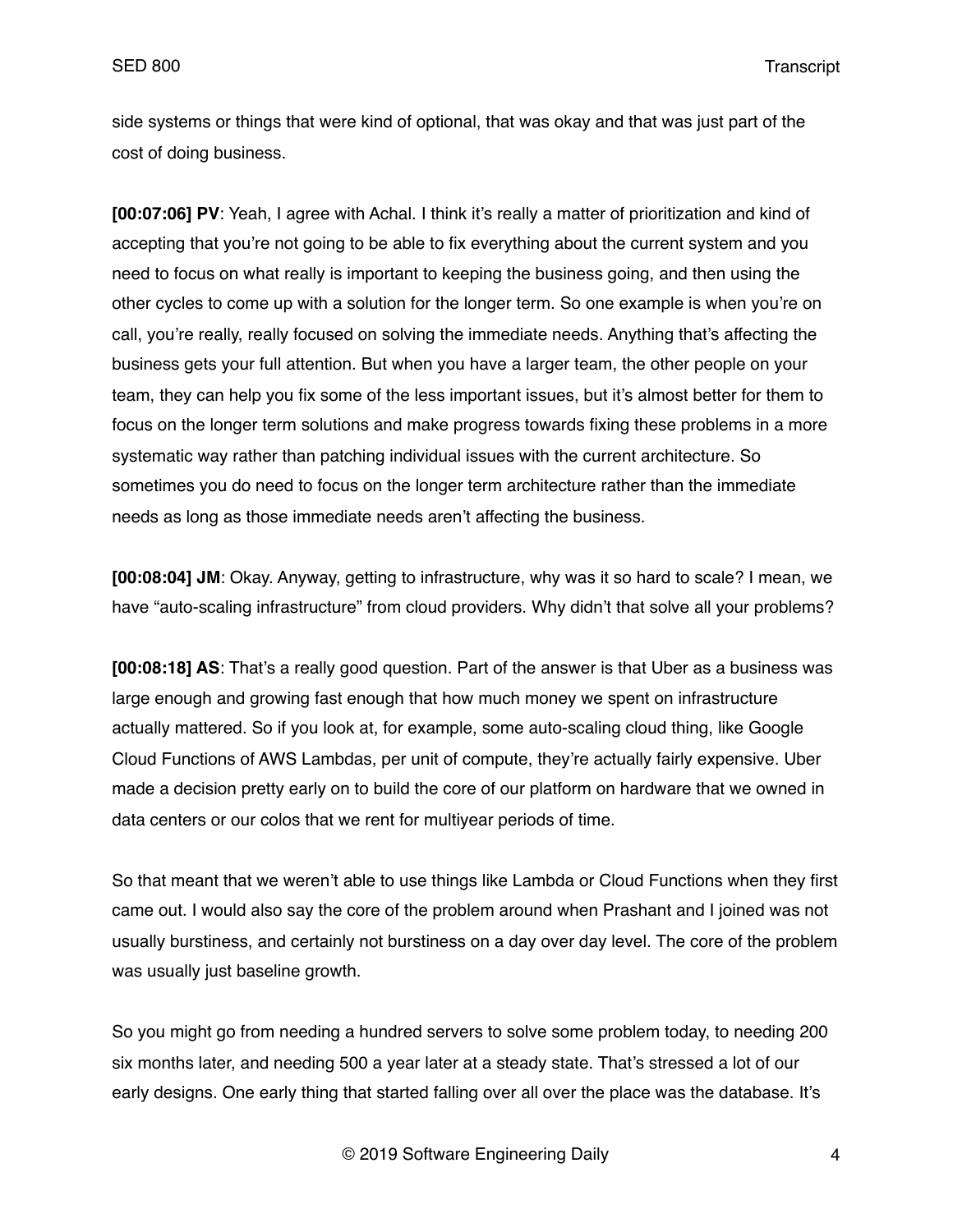side systems or things that were kind of optional, that was okay and that was just part of the cost of doing business.

**[00:07:06] PV**: Yeah, I agree with Achal. I think it's really a matter of prioritization and kind of accepting that you're not going to be able to fix everything about the current system and you need to focus on what really is important to keeping the business going, and then using the other cycles to come up with a solution for the longer term. So one example is when you're on call, you're really, really focused on solving the immediate needs. Anything that's affecting the business gets your full attention. But when you have a larger team, the other people on your team, they can help you fix some of the less important issues, but it's almost better for them to focus on the longer term solutions and make progress towards fixing these problems in a more systematic way rather than patching individual issues with the current architecture. So sometimes you do need to focus on the longer term architecture rather than the immediate needs as long as those immediate needs aren't affecting the business.

**[00:08:04] JM**: Okay. Anyway, getting to infrastructure, why was it so hard to scale? I mean, we have "auto-scaling infrastructure" from cloud providers. Why didn't that solve all your problems?

**[00:08:18] AS**: That's a really good question. Part of the answer is that Uber as a business was large enough and growing fast enough that how much money we spent on infrastructure actually mattered. So if you look at, for example, some auto-scaling cloud thing, like Google Cloud Functions of AWS Lambdas, per unit of compute, they're actually fairly expensive. Uber made a decision pretty early on to build the core of our platform on hardware that we owned in data centers or our colos that we rent for multiyear periods of time.

So that meant that we weren't able to use things like Lambda or Cloud Functions when they first came out. I would also say the core of the problem around when Prashant and I joined was not usually burstiness, and certainly not burstiness on a day over day level. The core of the problem was usually just baseline growth.

So you might go from needing a hundred servers to solve some problem today, to needing 200 six months later, and needing 500 a year later at a steady state. That's stressed a lot of our early designs. One early thing that started falling over all over the place was the database. It's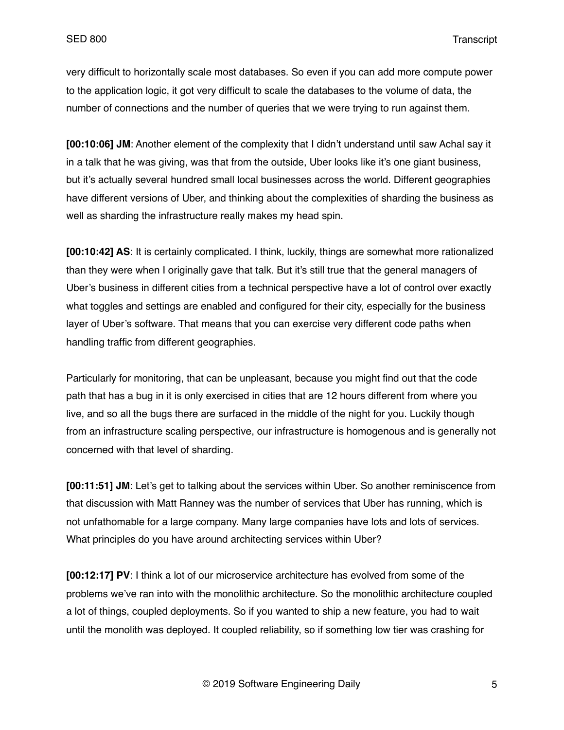very difficult to horizontally scale most databases. So even if you can add more compute power to the application logic, it got very difficult to scale the databases to the volume of data, the number of connections and the number of queries that we were trying to run against them.

**[00:10:06] JM**: Another element of the complexity that I didn't understand until saw Achal say it in a talk that he was giving, was that from the outside, Uber looks like it's one giant business, but it's actually several hundred small local businesses across the world. Different geographies have different versions of Uber, and thinking about the complexities of sharding the business as well as sharding the infrastructure really makes my head spin.

**[00:10:42] AS**: It is certainly complicated. I think, luckily, things are somewhat more rationalized than they were when I originally gave that talk. But it's still true that the general managers of Uber's business in different cities from a technical perspective have a lot of control over exactly what toggles and settings are enabled and configured for their city, especially for the business layer of Uber's software. That means that you can exercise very different code paths when handling traffic from different geographies.

Particularly for monitoring, that can be unpleasant, because you might find out that the code path that has a bug in it is only exercised in cities that are 12 hours different from where you live, and so all the bugs there are surfaced in the middle of the night for you. Luckily though from an infrastructure scaling perspective, our infrastructure is homogenous and is generally not concerned with that level of sharding.

**[00:11:51] JM**: Let's get to talking about the services within Uber. So another reminiscence from that discussion with Matt Ranney was the number of services that Uber has running, which is not unfathomable for a large company. Many large companies have lots and lots of services. What principles do you have around architecting services within Uber?

**[00:12:17] PV**: I think a lot of our microservice architecture has evolved from some of the problems we've ran into with the monolithic architecture. So the monolithic architecture coupled a lot of things, coupled deployments. So if you wanted to ship a new feature, you had to wait until the monolith was deployed. It coupled reliability, so if something low tier was crashing for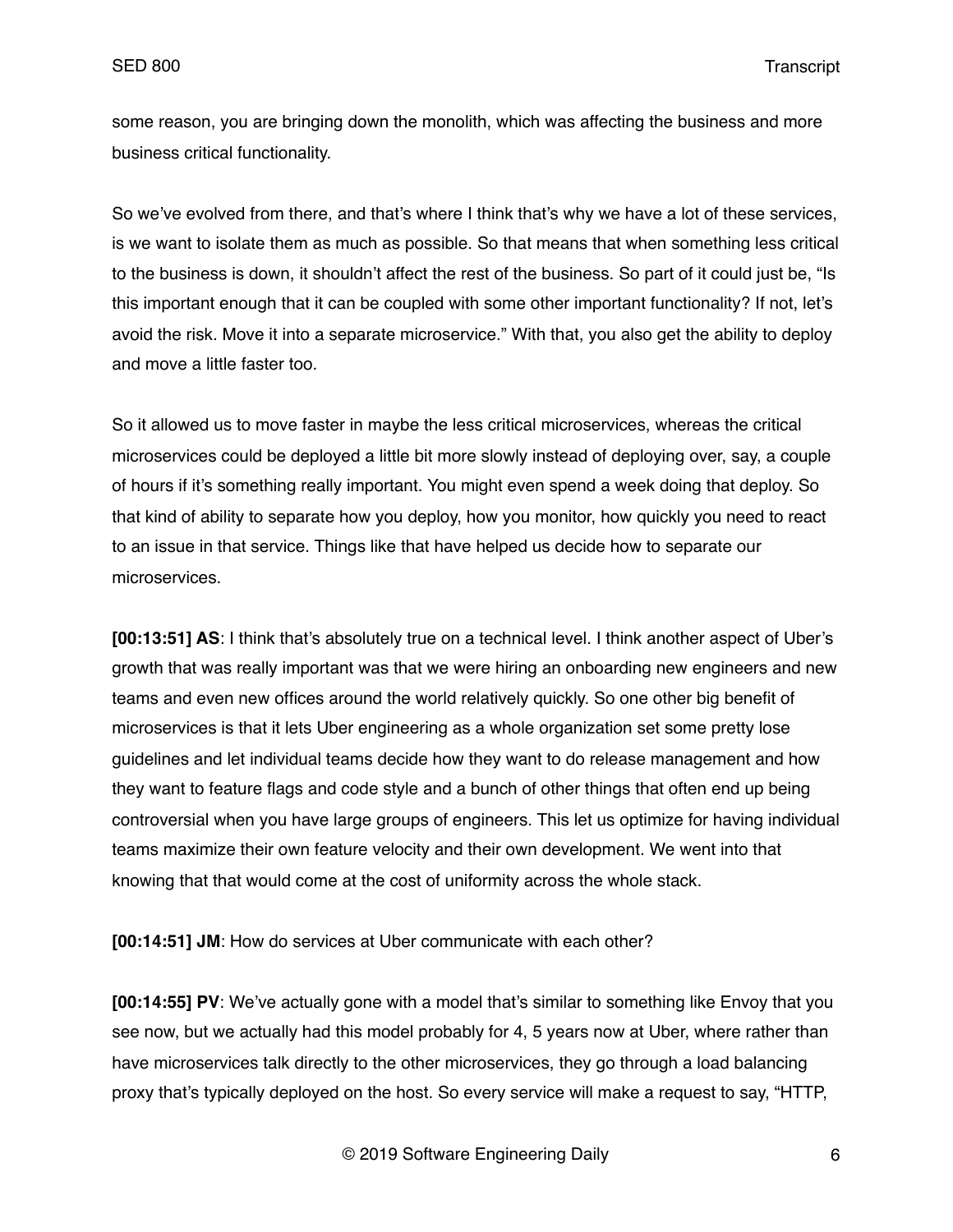some reason, you are bringing down the monolith, which was affecting the business and more business critical functionality.

So we've evolved from there, and that's where I think that's why we have a lot of these services, is we want to isolate them as much as possible. So that means that when something less critical to the business is down, it shouldn't affect the rest of the business. So part of it could just be, "Is this important enough that it can be coupled with some other important functionality? If not, let's avoid the risk. Move it into a separate microservice." With that, you also get the ability to deploy and move a little faster too.

So it allowed us to move faster in maybe the less critical microservices, whereas the critical microservices could be deployed a little bit more slowly instead of deploying over, say, a couple of hours if it's something really important. You might even spend a week doing that deploy. So that kind of ability to separate how you deploy, how you monitor, how quickly you need to react to an issue in that service. Things like that have helped us decide how to separate our microservices.

**[00:13:51] AS**: I think that's absolutely true on a technical level. I think another aspect of Uber's growth that was really important was that we were hiring an onboarding new engineers and new teams and even new offices around the world relatively quickly. So one other big benefit of microservices is that it lets Uber engineering as a whole organization set some pretty lose guidelines and let individual teams decide how they want to do release management and how they want to feature flags and code style and a bunch of other things that often end up being controversial when you have large groups of engineers. This let us optimize for having individual teams maximize their own feature velocity and their own development. We went into that knowing that that would come at the cost of uniformity across the whole stack.

**[00:14:51] JM**: How do services at Uber communicate with each other?

**[00:14:55] PV**: We've actually gone with a model that's similar to something like Envoy that you see now, but we actually had this model probably for 4, 5 years now at Uber, where rather than have microservices talk directly to the other microservices, they go through a load balancing proxy that's typically deployed on the host. So every service will make a request to say, "HTTP,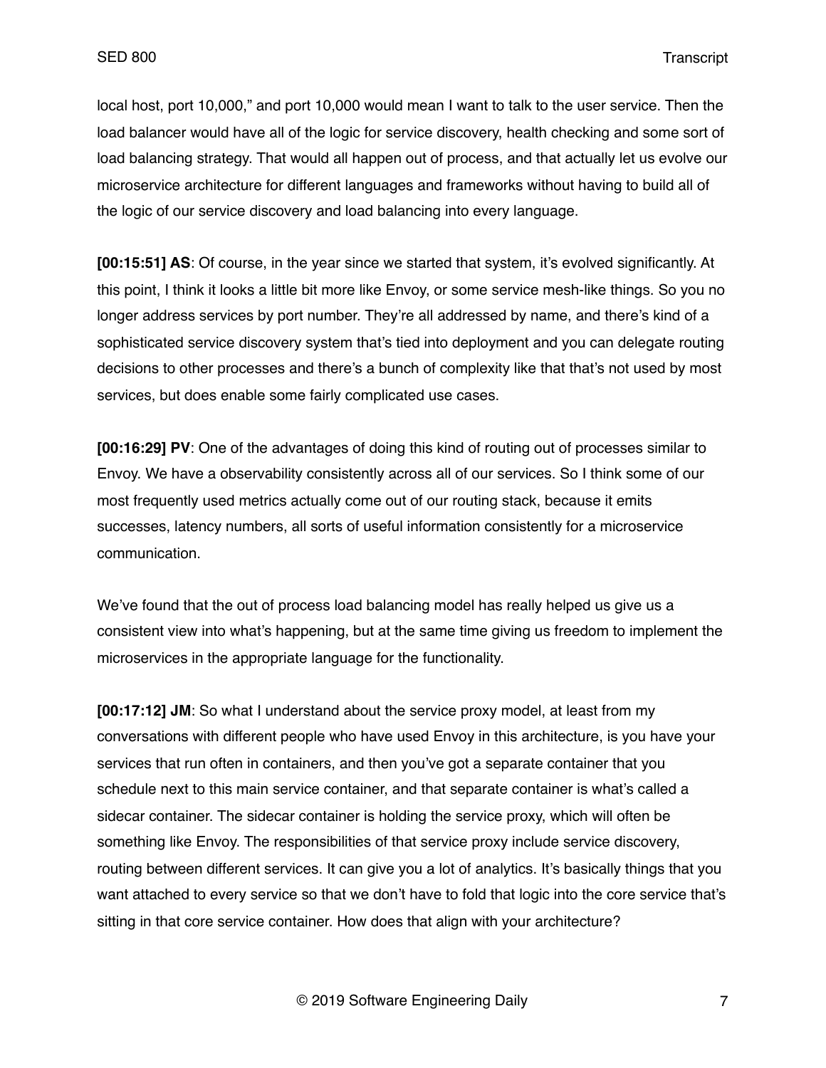local host, port 10,000," and port 10,000 would mean I want to talk to the user service. Then the load balancer would have all of the logic for service discovery, health checking and some sort of load balancing strategy. That would all happen out of process, and that actually let us evolve our microservice architecture for different languages and frameworks without having to build all of the logic of our service discovery and load balancing into every language.

**[00:15:51] AS**: Of course, in the year since we started that system, it's evolved significantly. At this point, I think it looks a little bit more like Envoy, or some service mesh-like things. So you no longer address services by port number. They're all addressed by name, and there's kind of a sophisticated service discovery system that's tied into deployment and you can delegate routing decisions to other processes and there's a bunch of complexity like that that's not used by most services, but does enable some fairly complicated use cases.

**[00:16:29] PV**: One of the advantages of doing this kind of routing out of processes similar to Envoy. We have a observability consistently across all of our services. So I think some of our most frequently used metrics actually come out of our routing stack, because it emits successes, latency numbers, all sorts of useful information consistently for a microservice communication.

We've found that the out of process load balancing model has really helped us give us a consistent view into what's happening, but at the same time giving us freedom to implement the microservices in the appropriate language for the functionality.

**[00:17:12] JM**: So what I understand about the service proxy model, at least from my conversations with different people who have used Envoy in this architecture, is you have your services that run often in containers, and then you've got a separate container that you schedule next to this main service container, and that separate container is what's called a sidecar container. The sidecar container is holding the service proxy, which will often be something like Envoy. The responsibilities of that service proxy include service discovery, routing between different services. It can give you a lot of analytics. It's basically things that you want attached to every service so that we don't have to fold that logic into the core service that's sitting in that core service container. How does that align with your architecture?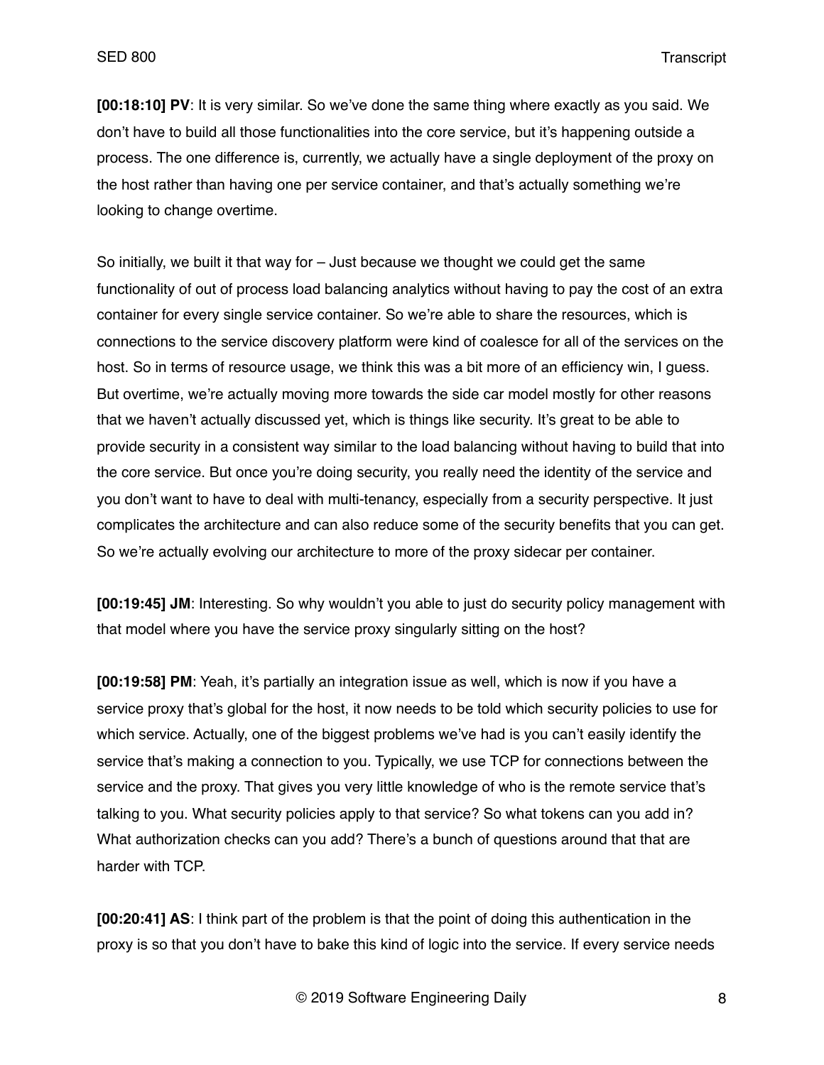**[00:18:10] PV**: It is very similar. So we've done the same thing where exactly as you said. We don't have to build all those functionalities into the core service, but it's happening outside a process. The one difference is, currently, we actually have a single deployment of the proxy on the host rather than having one per service container, and that's actually something we're looking to change overtime.

So initially, we built it that way for – Just because we thought we could get the same functionality of out of process load balancing analytics without having to pay the cost of an extra container for every single service container. So we're able to share the resources, which is connections to the service discovery platform were kind of coalesce for all of the services on the host. So in terms of resource usage, we think this was a bit more of an efficiency win, I guess. But overtime, we're actually moving more towards the side car model mostly for other reasons that we haven't actually discussed yet, which is things like security. It's great to be able to provide security in a consistent way similar to the load balancing without having to build that into the core service. But once you're doing security, you really need the identity of the service and you don't want to have to deal with multi-tenancy, especially from a security perspective. It just complicates the architecture and can also reduce some of the security benefits that you can get. So we're actually evolving our architecture to more of the proxy sidecar per container.

**[00:19:45] JM**: Interesting. So why wouldn't you able to just do security policy management with that model where you have the service proxy singularly sitting on the host?

**[00:19:58] PM**: Yeah, it's partially an integration issue as well, which is now if you have a service proxy that's global for the host, it now needs to be told which security policies to use for which service. Actually, one of the biggest problems we've had is you can't easily identify the service that's making a connection to you. Typically, we use TCP for connections between the service and the proxy. That gives you very little knowledge of who is the remote service that's talking to you. What security policies apply to that service? So what tokens can you add in? What authorization checks can you add? There's a bunch of questions around that that are harder with TCP.

**[00:20:41] AS**: I think part of the problem is that the point of doing this authentication in the proxy is so that you don't have to bake this kind of logic into the service. If every service needs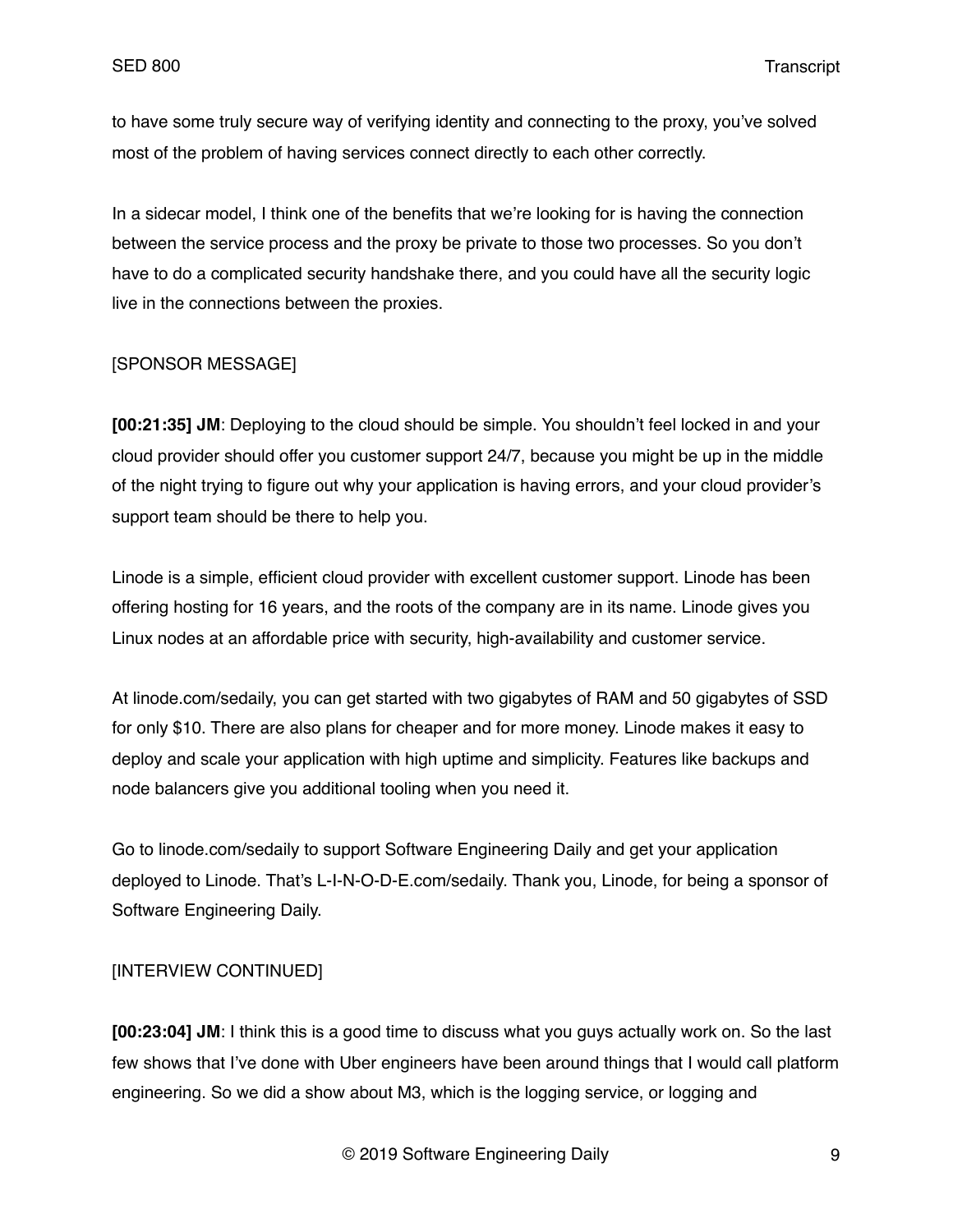to have some truly secure way of verifying identity and connecting to the proxy, you've solved most of the problem of having services connect directly to each other correctly.

In a sidecar model, I think one of the benefits that we're looking for is having the connection between the service process and the proxy be private to those two processes. So you don't have to do a complicated security handshake there, and you could have all the security logic live in the connections between the proxies.

[SPONSOR MESSAGE]

**[00:21:35] JM**: Deploying to the cloud should be simple. You shouldn't feel locked in and your cloud provider should offer you customer support 24/7, because you might be up in the middle of the night trying to figure out why your application is having errors, and your cloud provider's support team should be there to help you.

Linode is a simple, efficient cloud provider with excellent customer support. Linode has been offering hosting for 16 years, and the roots of the company are in its name. Linode gives you Linux nodes at an affordable price with security, high-availability and customer service.

At linode.com/sedaily, you can get started with two gigabytes of RAM and 50 gigabytes of SSD for only $10. There are also plans for cheaper and for more money. Linode makes it easy to deploy and scale your application with high uptime and simplicity. Features like backups and node balancers give you additional tooling when you need it.

Go to linode.com/sedaily to support Software Engineering Daily and get your application deployed to Linode. That's L-I-N-O-D-E.com/sedaily. Thank you, Linode, for being a sponsor of Software Engineering Daily.

[INTERVIEW CONTINUED]

**[00:23:04] JM**: I think this is a good time to discuss what you guys actually work on. So the last few shows that I've done with Uber engineers have been around things that I would call platform engineering. So we did a show about M3, which is the logging service, or logging and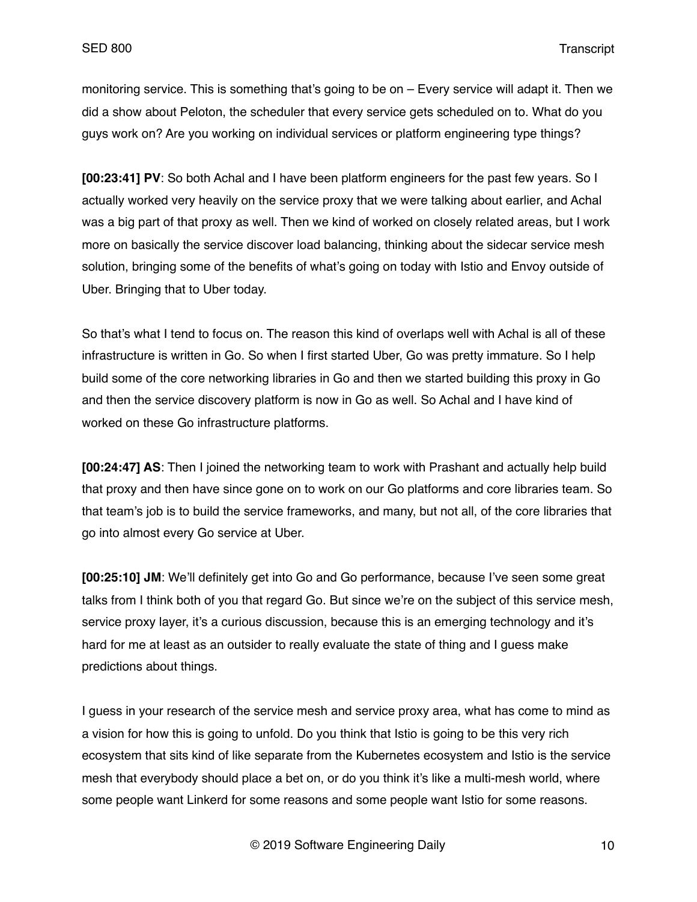monitoring service. This is something that's going to be on – Every service will adapt it. Then we did a show about Peloton, the scheduler that every service gets scheduled on to. What do you guys work on? Are you working on individual services or platform engineering type things?

**[00:23:41] PV**: So both Achal and I have been platform engineers for the past few years. So I actually worked very heavily on the service proxy that we were talking about earlier, and Achal was a big part of that proxy as well. Then we kind of worked on closely related areas, but I work more on basically the service discover load balancing, thinking about the sidecar service mesh solution, bringing some of the benefits of what's going on today with Istio and Envoy outside of Uber. Bringing that to Uber today.

So that's what I tend to focus on. The reason this kind of overlaps well with Achal is all of these infrastructure is written in Go. So when I first started Uber, Go was pretty immature. So I help build some of the core networking libraries in Go and then we started building this proxy in Go and then the service discovery platform is now in Go as well. So Achal and I have kind of worked on these Go infrastructure platforms.

**[00:24:47] AS**: Then I joined the networking team to work with Prashant and actually help build that proxy and then have since gone on to work on our Go platforms and core libraries team. So that team's job is to build the service frameworks, and many, but not all, of the core libraries that go into almost every Go service at Uber.

**[00:25:10] JM**: We'll definitely get into Go and Go performance, because I've seen some great talks from I think both of you that regard Go. But since we're on the subject of this service mesh, service proxy layer, it's a curious discussion, because this is an emerging technology and it's hard for me at least as an outsider to really evaluate the state of thing and I guess make predictions about things.

I guess in your research of the service mesh and service proxy area, what has come to mind as a vision for how this is going to unfold. Do you think that Istio is going to be this very rich ecosystem that sits kind of like separate from the Kubernetes ecosystem and Istio is the service mesh that everybody should place a bet on, or do you think it's like a multi-mesh world, where some people want Linkerd for some reasons and some people want Istio for some reasons.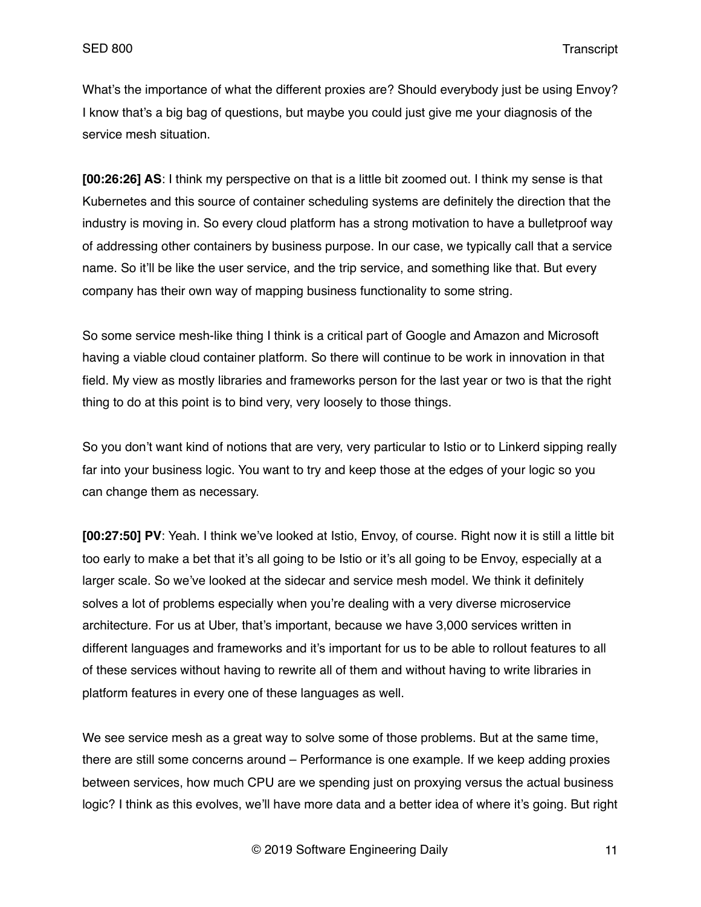What's the importance of what the different proxies are? Should everybody just be using Envoy? I know that's a big bag of questions, but maybe you could just give me your diagnosis of the service mesh situation.

**[00:26:26] AS**: I think my perspective on that is a little bit zoomed out. I think my sense is that Kubernetes and this source of container scheduling systems are definitely the direction that the industry is moving in. So every cloud platform has a strong motivation to have a bulletproof way of addressing other containers by business purpose. In our case, we typically call that a service name. So it'll be like the user service, and the trip service, and something like that. But every company has their own way of mapping business functionality to some string.

So some service mesh-like thing I think is a critical part of Google and Amazon and Microsoft having a viable cloud container platform. So there will continue to be work in innovation in that field. My view as mostly libraries and frameworks person for the last year or two is that the right thing to do at this point is to bind very, very loosely to those things.

So you don't want kind of notions that are very, very particular to Istio or to Linkerd sipping really far into your business logic. You want to try and keep those at the edges of your logic so you can change them as necessary.

**[00:27:50] PV**: Yeah. I think we've looked at Istio, Envoy, of course. Right now it is still a little bit too early to make a bet that it's all going to be Istio or it's all going to be Envoy, especially at a larger scale. So we've looked at the sidecar and service mesh model. We think it definitely solves a lot of problems especially when you're dealing with a very diverse microservice architecture. For us at Uber, that's important, because we have 3,000 services written in different languages and frameworks and it's important for us to be able to rollout features to all of these services without having to rewrite all of them and without having to write libraries in platform features in every one of these languages as well.

We see service mesh as a great way to solve some of those problems. But at the same time, there are still some concerns around – Performance is one example. If we keep adding proxies between services, how much CPU are we spending just on proxying versus the actual business logic? I think as this evolves, we'll have more data and a better idea of where it's going. But right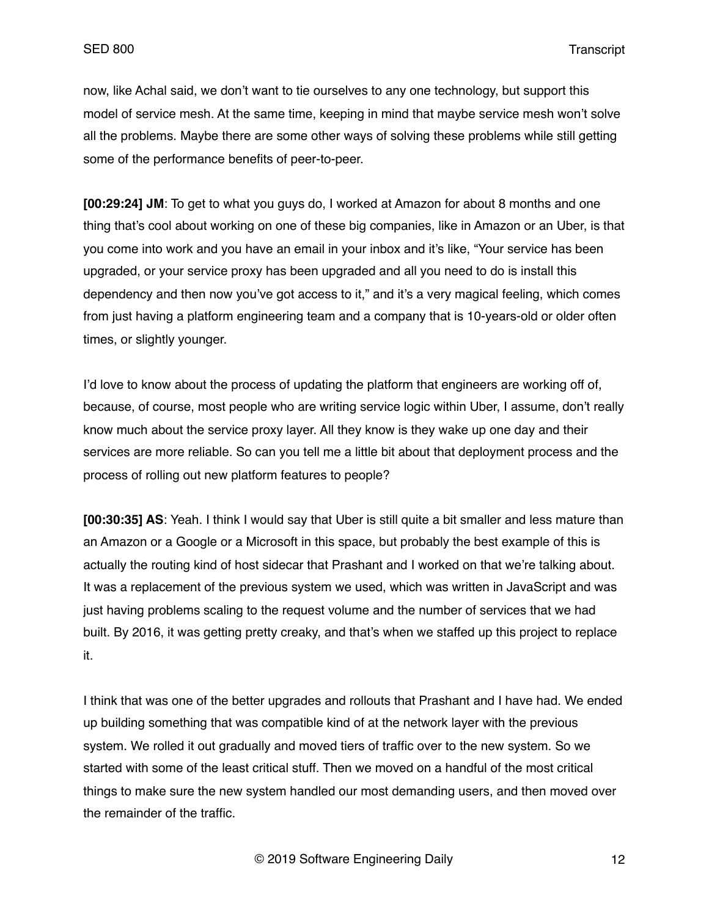now, like Achal said, we don't want to tie ourselves to any one technology, but support this model of service mesh. At the same time, keeping in mind that maybe service mesh won't solve all the problems. Maybe there are some other ways of solving these problems while still getting some of the performance benefits of peer-to-peer.

**[00:29:24] JM**: To get to what you guys do, I worked at Amazon for about 8 months and one thing that's cool about working on one of these big companies, like in Amazon or an Uber, is that you come into work and you have an email in your inbox and it's like, "Your service has been upgraded, or your service proxy has been upgraded and all you need to do is install this dependency and then now you've got access to it," and it's a very magical feeling, which comes from just having a platform engineering team and a company that is 10-years-old or older often times, or slightly younger.

I'd love to know about the process of updating the platform that engineers are working off of, because, of course, most people who are writing service logic within Uber, I assume, don't really know much about the service proxy layer. All they know is they wake up one day and their services are more reliable. So can you tell me a little bit about that deployment process and the process of rolling out new platform features to people?

**[00:30:35] AS**: Yeah. I think I would say that Uber is still quite a bit smaller and less mature than an Amazon or a Google or a Microsoft in this space, but probably the best example of this is actually the routing kind of host sidecar that Prashant and I worked on that we're talking about. It was a replacement of the previous system we used, which was written in JavaScript and was just having problems scaling to the request volume and the number of services that we had built. By 2016, it was getting pretty creaky, and that's when we staffed up this project to replace it.

I think that was one of the better upgrades and rollouts that Prashant and I have had. We ended up building something that was compatible kind of at the network layer with the previous system. We rolled it out gradually and moved tiers of traffic over to the new system. So we started with some of the least critical stuff. Then we moved on a handful of the most critical things to make sure the new system handled our most demanding users, and then moved over the remainder of the traffic.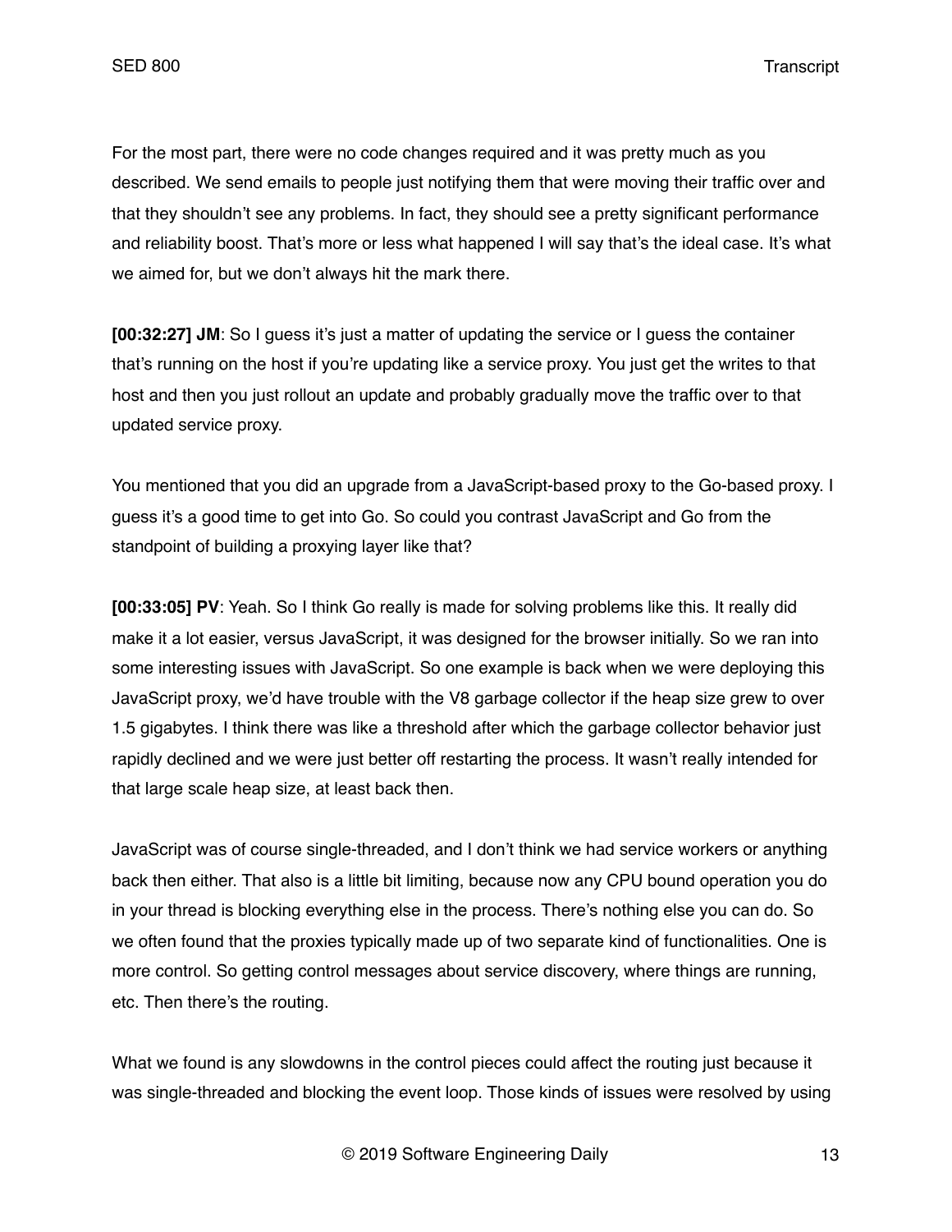For the most part, there were no code changes required and it was pretty much as you described. We send emails to people just notifying them that were moving their traffic over and that they shouldn't see any problems. In fact, they should see a pretty significant performance and reliability boost. That's more or less what happened I will say that's the ideal case. It's what we aimed for, but we don't always hit the mark there.

**[00:32:27] JM**: So I guess it's just a matter of updating the service or I guess the container that's running on the host if you're updating like a service proxy. You just get the writes to that host and then you just rollout an update and probably gradually move the traffic over to that updated service proxy.

You mentioned that you did an upgrade from a JavaScript-based proxy to the Go-based proxy. I guess it's a good time to get into Go. So could you contrast JavaScript and Go from the standpoint of building a proxying layer like that?

**[00:33:05] PV**: Yeah. So I think Go really is made for solving problems like this. It really did make it a lot easier, versus JavaScript, it was designed for the browser initially. So we ran into some interesting issues with JavaScript. So one example is back when we were deploying this JavaScript proxy, we'd have trouble with the V8 garbage collector if the heap size grew to over 1.5 gigabytes. I think there was like a threshold after which the garbage collector behavior just rapidly declined and we were just better off restarting the process. It wasn't really intended for that large scale heap size, at least back then.

JavaScript was of course single-threaded, and I don't think we had service workers or anything back then either. That also is a little bit limiting, because now any CPU bound operation you do in your thread is blocking everything else in the process. There's nothing else you can do. So we often found that the proxies typically made up of two separate kind of functionalities. One is more control. So getting control messages about service discovery, where things are running, etc. Then there's the routing.

What we found is any slowdowns in the control pieces could affect the routing just because it was single-threaded and blocking the event loop. Those kinds of issues were resolved by using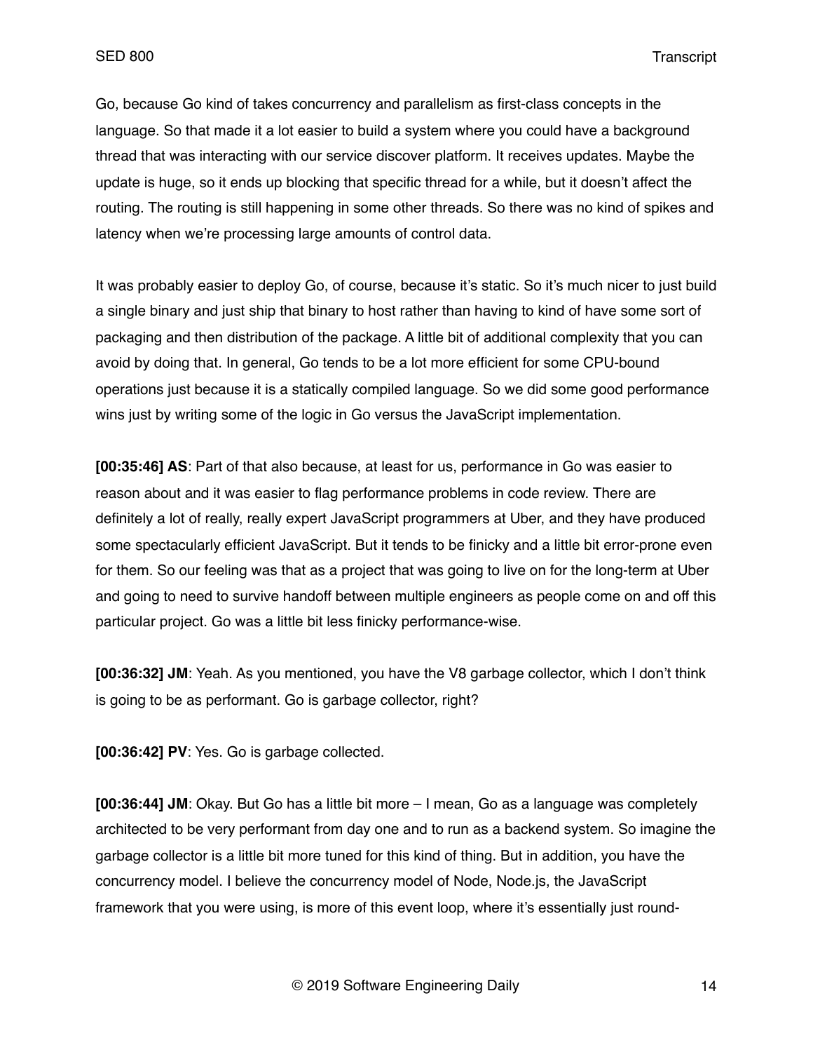Go, because Go kind of takes concurrency and parallelism as first-class concepts in the language. So that made it a lot easier to build a system where you could have a background thread that was interacting with our service discover platform. It receives updates. Maybe the update is huge, so it ends up blocking that specific thread for a while, but it doesn't affect the routing. The routing is still happening in some other threads. So there was no kind of spikes and latency when we're processing large amounts of control data.

It was probably easier to deploy Go, of course, because it's static. So it's much nicer to just build a single binary and just ship that binary to host rather than having to kind of have some sort of packaging and then distribution of the package. A little bit of additional complexity that you can avoid by doing that. In general, Go tends to be a lot more efficient for some CPU-bound operations just because it is a statically compiled language. So we did some good performance wins just by writing some of the logic in Go versus the JavaScript implementation.

**[00:35:46] AS**: Part of that also because, at least for us, performance in Go was easier to reason about and it was easier to flag performance problems in code review. There are definitely a lot of really, really expert JavaScript programmers at Uber, and they have produced some spectacularly efficient JavaScript. But it tends to be finicky and a little bit error-prone even for them. So our feeling was that as a project that was going to live on for the long-term at Uber and going to need to survive handoff between multiple engineers as people come on and off this particular project. Go was a little bit less finicky performance-wise.

**[00:36:32] JM**: Yeah. As you mentioned, you have the V8 garbage collector, which I don't think is going to be as performant. Go is garbage collector, right?

**[00:36:42] PV**: Yes. Go is garbage collected.

**[00:36:44] JM**: Okay. But Go has a little bit more – I mean, Go as a language was completely architected to be very performant from day one and to run as a backend system. So imagine the garbage collector is a little bit more tuned for this kind of thing. But in addition, you have the concurrency model. I believe the concurrency model of Node, Node.js, the JavaScript framework that you were using, is more of this event loop, where it's essentially just round-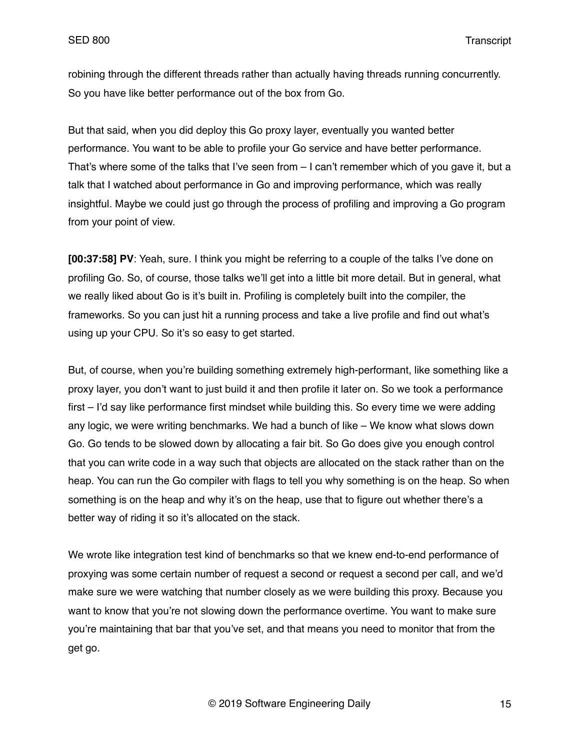robining through the different threads rather than actually having threads running concurrently. So you have like better performance out of the box from Go.

But that said, when you did deploy this Go proxy layer, eventually you wanted better performance. You want to be able to profile your Go service and have better performance. That's where some of the talks that I've seen from – I can't remember which of you gave it, but a talk that I watched about performance in Go and improving performance, which was really insightful. Maybe we could just go through the process of profiling and improving a Go program from your point of view.

**[00:37:58] PV**: Yeah, sure. I think you might be referring to a couple of the talks I've done on profiling Go. So, of course, those talks we'll get into a little bit more detail. But in general, what we really liked about Go is it's built in. Profiling is completely built into the compiler, the frameworks. So you can just hit a running process and take a live profile and find out what's using up your CPU. So it's so easy to get started.

But, of course, when you're building something extremely high-performant, like something like a proxy layer, you don't want to just build it and then profile it later on. So we took a performance first – I'd say like performance first mindset while building this. So every time we were adding any logic, we were writing benchmarks. We had a bunch of like – We know what slows down Go. Go tends to be slowed down by allocating a fair bit. So Go does give you enough control that you can write code in a way such that objects are allocated on the stack rather than on the heap. You can run the Go compiler with flags to tell you why something is on the heap. So when something is on the heap and why it's on the heap, use that to figure out whether there's a better way of riding it so it's allocated on the stack.

We wrote like integration test kind of benchmarks so that we knew end-to-end performance of proxying was some certain number of request a second or request a second per call, and we'd make sure we were watching that number closely as we were building this proxy. Because you want to know that you're not slowing down the performance overtime. You want to make sure you're maintaining that bar that you've set, and that means you need to monitor that from the get go.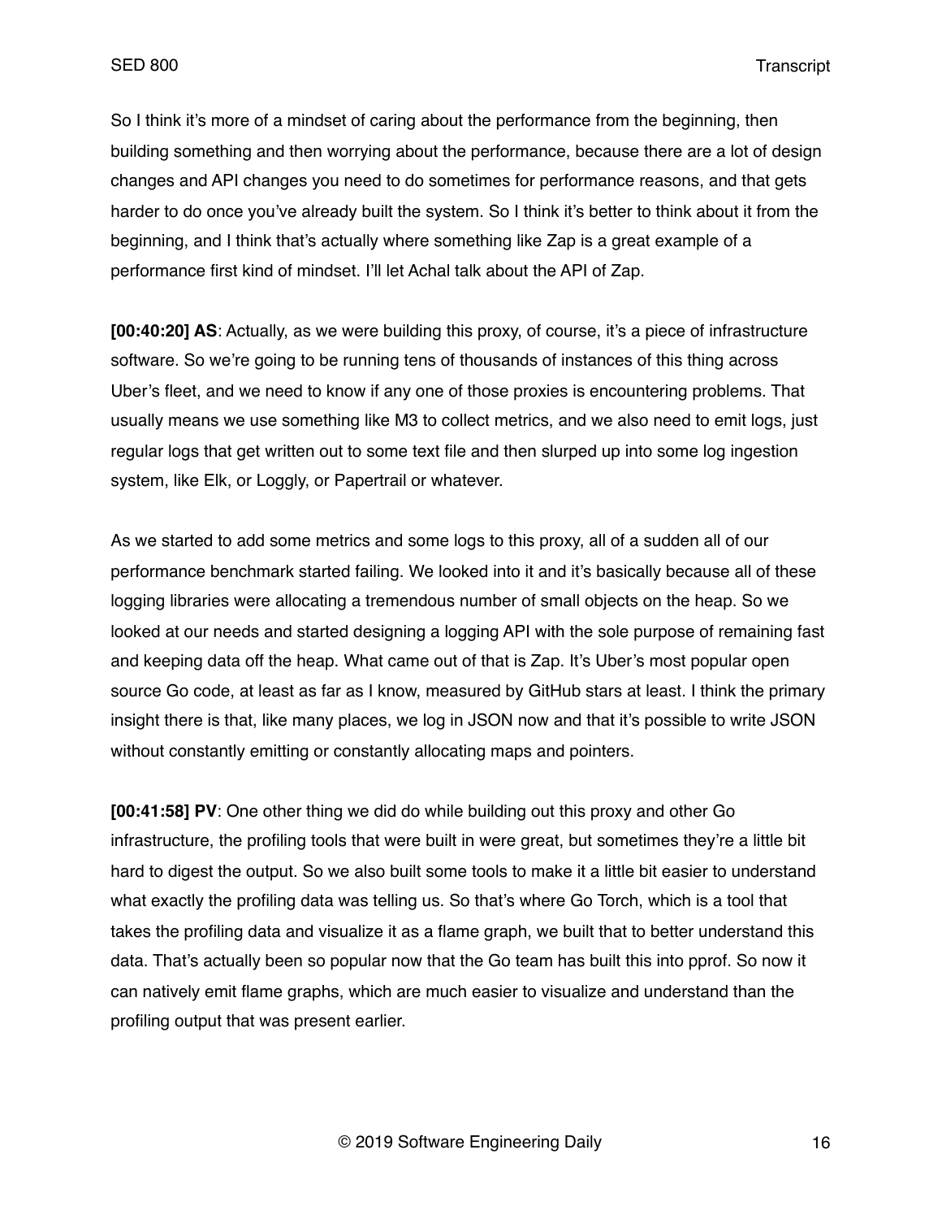So I think it's more of a mindset of caring about the performance from the beginning, then building something and then worrying about the performance, because there are a lot of design changes and API changes you need to do sometimes for performance reasons, and that gets harder to do once you've already built the system. So I think it's better to think about it from the beginning, and I think that's actually where something like Zap is a great example of a performance first kind of mindset. I'll let Achal talk about the API of Zap.

**[00:40:20] AS**: Actually, as we were building this proxy, of course, it's a piece of infrastructure software. So we're going to be running tens of thousands of instances of this thing across Uber's fleet, and we need to know if any one of those proxies is encountering problems. That usually means we use something like M3 to collect metrics, and we also need to emit logs, just regular logs that get written out to some text file and then slurped up into some log ingestion system, like Elk, or Loggly, or Papertrail or whatever.

As we started to add some metrics and some logs to this proxy, all of a sudden all of our performance benchmark started failing. We looked into it and it's basically because all of these logging libraries were allocating a tremendous number of small objects on the heap. So we looked at our needs and started designing a logging API with the sole purpose of remaining fast and keeping data off the heap. What came out of that is Zap. It's Uber's most popular open source Go code, at least as far as I know, measured by GitHub stars at least. I think the primary insight there is that, like many places, we log in JSON now and that it's possible to write JSON without constantly emitting or constantly allocating maps and pointers.

**[00:41:58] PV**: One other thing we did do while building out this proxy and other Go infrastructure, the profiling tools that were built in were great, but sometimes they're a little bit hard to digest the output. So we also built some tools to make it a little bit easier to understand what exactly the profiling data was telling us. So that's where Go Torch, which is a tool that takes the profiling data and visualize it as a flame graph, we built that to better understand this data. That's actually been so popular now that the Go team has built this into pprof. So now it can natively emit flame graphs, which are much easier to visualize and understand than the profiling output that was present earlier.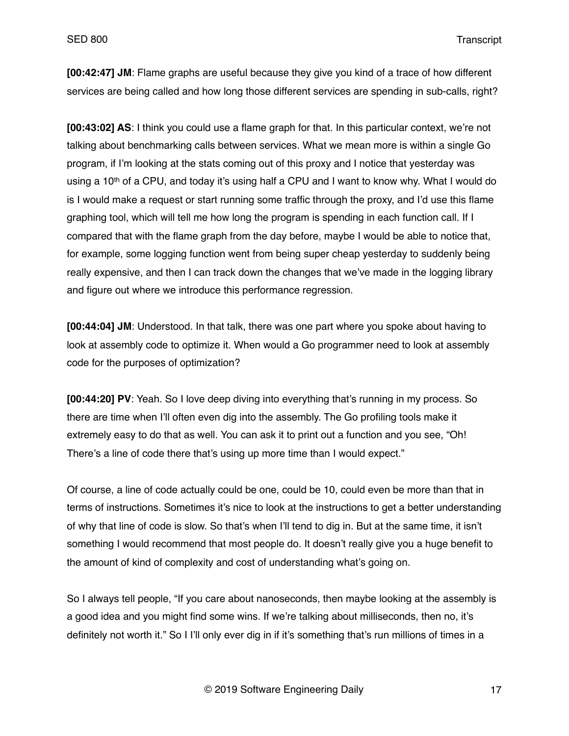**[00:42:47] JM**: Flame graphs are useful because they give you kind of a trace of how different services are being called and how long those different services are spending in sub-calls, right?

**[00:43:02] AS**: I think you could use a flame graph for that. In this particular context, we're not talking about benchmarking calls between services. What we mean more is within a single Go program, if I'm looking at the stats coming out of this proxy and I notice that yesterday was using a 10th of a CPU, and today it's using half a CPU and I want to know why. What I would do is I would make a request or start running some traffic through the proxy, and I'd use this flame graphing tool, which will tell me how long the program is spending in each function call. If I compared that with the flame graph from the day before, maybe I would be able to notice that, for example, some logging function went from being super cheap yesterday to suddenly being really expensive, and then I can track down the changes that we've made in the logging library and figure out where we introduce this performance regression.

**[00:44:04] JM**: Understood. In that talk, there was one part where you spoke about having to look at assembly code to optimize it. When would a Go programmer need to look at assembly code for the purposes of optimization?

**[00:44:20] PV**: Yeah. So I love deep diving into everything that's running in my process. So there are time when I'll often even dig into the assembly. The Go profiling tools make it extremely easy to do that as well. You can ask it to print out a function and you see, "Oh! There's a line of code there that's using up more time than I would expect."

Of course, a line of code actually could be one, could be 10, could even be more than that in terms of instructions. Sometimes it's nice to look at the instructions to get a better understanding of why that line of code is slow. So that's when I'll tend to dig in. But at the same time, it isn't something I would recommend that most people do. It doesn't really give you a huge benefit to the amount of kind of complexity and cost of understanding what's going on.

So I always tell people, "If you care about nanoseconds, then maybe looking at the assembly is a good idea and you might find some wins. If we're talking about milliseconds, then no, it's definitely not worth it." So I I'll only ever dig in if it's something that's run millions of times in a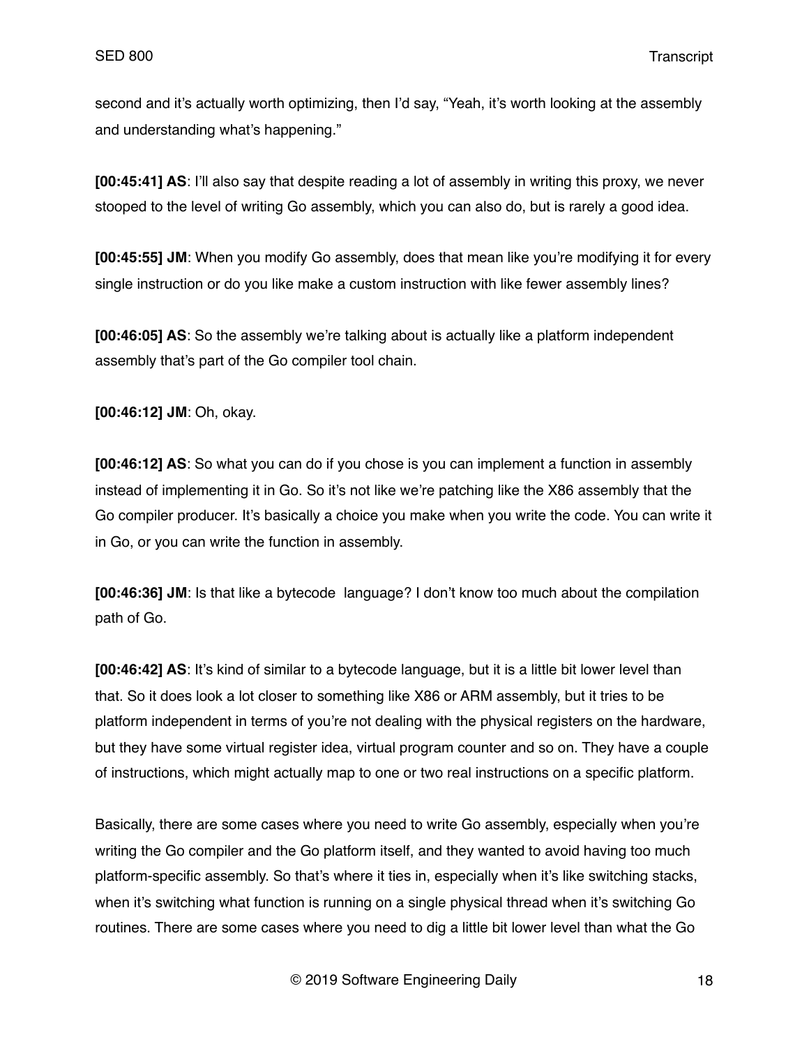second and it's actually worth optimizing, then I'd say, "Yeah, it's worth looking at the assembly and understanding what's happening."

**[00:45:41] AS**: I'll also say that despite reading a lot of assembly in writing this proxy, we never stooped to the level of writing Go assembly, which you can also do, but is rarely a good idea.

**[00:45:55] JM**: When you modify Go assembly, does that mean like you're modifying it for every single instruction or do you like make a custom instruction with like fewer assembly lines?

**[00:46:05] AS**: So the assembly we're talking about is actually like a platform independent assembly that's part of the Go compiler tool chain.

**[00:46:12] JM**: Oh, okay.

**[00:46:12] AS**: So what you can do if you chose is you can implement a function in assembly instead of implementing it in Go. So it's not like we're patching like the X86 assembly that the Go compiler producer. It's basically a choice you make when you write the code. You can write it in Go, or you can write the function in assembly.

**[00:46:36] JM**: Is that like a bytecode  language? I don't know too much about the compilation path of Go.

**[00:46:42] AS**: It's kind of similar to a bytecode language, but it is a little bit lower level than that. So it does look a lot closer to something like X86 or ARM assembly, but it tries to be platform independent in terms of you're not dealing with the physical registers on the hardware, but they have some virtual register idea, virtual program counter and so on. They have a couple of instructions, which might actually map to one or two real instructions on a specific platform.

Basically, there are some cases where you need to write Go assembly, especially when you're writing the Go compiler and the Go platform itself, and they wanted to avoid having too much platform-specific assembly. So that's where it ties in, especially when it's like switching stacks, when it's switching what function is running on a single physical thread when it's switching Go routines. There are some cases where you need to dig a little bit lower level than what the Go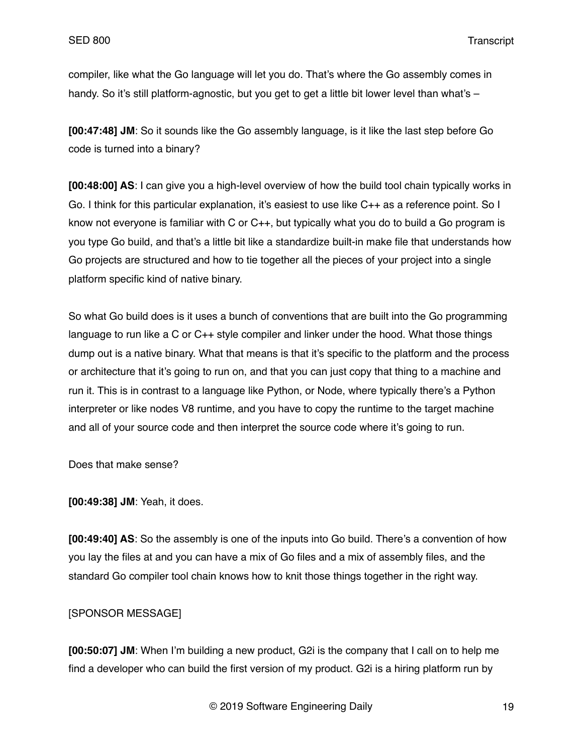compiler, like what the Go language will let you do. That's where the Go assembly comes in handy. So it's still platform-agnostic, but you get to get a little bit lower level than what's –

**[00:47:48] JM**: So it sounds like the Go assembly language, is it like the last step before Go code is turned into a binary?

**[00:48:00] AS**: I can give you a high-level overview of how the build tool chain typically works in Go. I think for this particular explanation, it's easiest to use like C++ as a reference point. So I know not everyone is familiar with C or C++, but typically what you do to build a Go program is you type Go build, and that's a little bit like a standardize built-in make file that understands how Go projects are structured and how to tie together all the pieces of your project into a single platform specific kind of native binary.

So what Go build does is it uses a bunch of conventions that are built into the Go programming language to run like a C or C++ style compiler and linker under the hood. What those things dump out is a native binary. What that means is that it's specific to the platform and the process or architecture that it's going to run on, and that you can just copy that thing to a machine and run it. This is in contrast to a language like Python, or Node, where typically there's a Python interpreter or like nodes V8 runtime, and you have to copy the runtime to the target machine and all of your source code and then interpret the source code where it's going to run.

Does that make sense?

**[00:49:38] JM**: Yeah, it does.

**[00:49:40] AS**: So the assembly is one of the inputs into Go build. There's a convention of how you lay the files at and you can have a mix of Go files and a mix of assembly files, and the standard Go compiler tool chain knows how to knit those things together in the right way.

[SPONSOR MESSAGE]

**[00:50:07] JM**: When I'm building a new product, G2i is the company that I call on to help me find a developer who can build the first version of my product. G2i is a hiring platform run by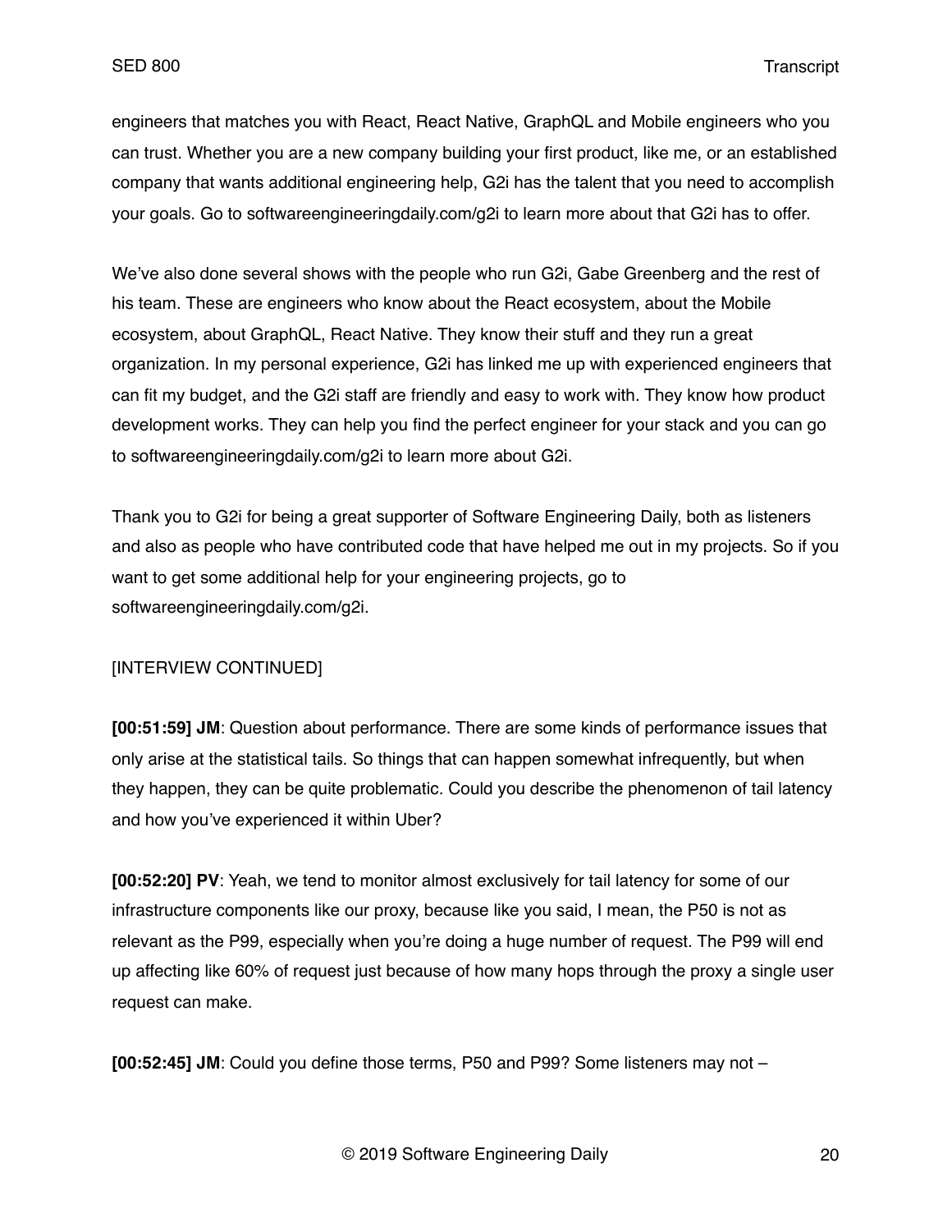engineers that matches you with React, React Native, GraphQL and Mobile engineers who you can trust. Whether you are a new company building your first product, like me, or an established company that wants additional engineering help, G2i has the talent that you need to accomplish your goals. Go to softwareengineeringdaily.com/g2i to learn more about that G2i has to offer.

We've also done several shows with the people who run G2i, Gabe Greenberg and the rest of his team. These are engineers who know about the React ecosystem, about the Mobile ecosystem, about GraphQL, React Native. They know their stuff and they run a great organization. In my personal experience, G2i has linked me up with experienced engineers that can fit my budget, and the G2i staff are friendly and easy to work with. They know how product development works. They can help you find the perfect engineer for your stack and you can go to softwareengineeringdaily.com/g2i to learn more about G2i.

Thank you to G2i for being a great supporter of Software Engineering Daily, both as listeners and also as people who have contributed code that have helped me out in my projects. So if you want to get some additional help for your engineering projects, go to softwareengineeringdaily.com/g2i.

[INTERVIEW CONTINUED]

**[00:51:59] JM**: Question about performance. There are some kinds of performance issues that only arise at the statistical tails. So things that can happen somewhat infrequently, but when they happen, they can be quite problematic. Could you describe the phenomenon of tail latency and how you've experienced it within Uber?

**[00:52:20] PV**: Yeah, we tend to monitor almost exclusively for tail latency for some of our infrastructure components like our proxy, because like you said, I mean, the P50 is not as relevant as the P99, especially when you're doing a huge number of request. The P99 will end up affecting like 60% of request just because of how many hops through the proxy a single user request can make.

**[00:52:45] JM**: Could you define those terms, P50 and P99? Some listeners may not –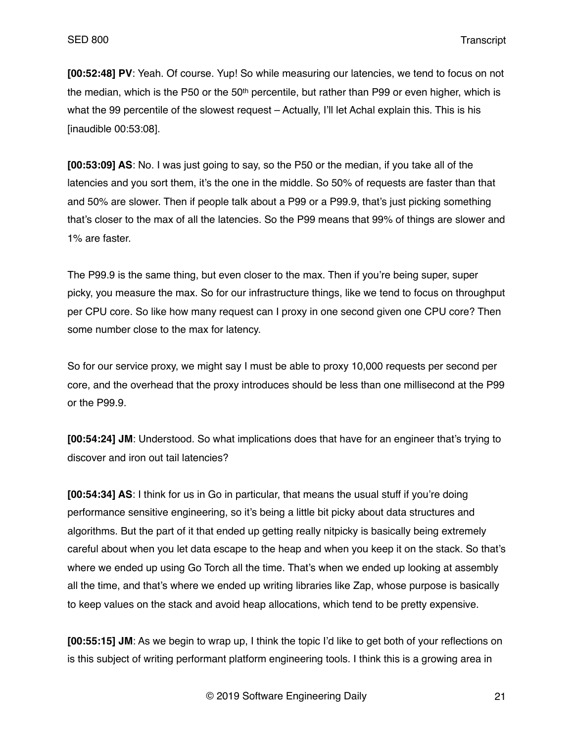**[00:52:48] PV**: Yeah. Of course. Yup! So while measuring our latencies, we tend to focus on not the median, which is the P50 or the 50th percentile, but rather than P99 or even higher, which is what the 99 percentile of the slowest request – Actually, I'll let Achal explain this. This is his [inaudible 00:53:08].

**[00:53:09] AS**: No. I was just going to say, so the P50 or the median, if you take all of the latencies and you sort them, it's the one in the middle. So 50% of requests are faster than that and 50% are slower. Then if people talk about a P99 or a P99.9, that's just picking something that's closer to the max of all the latencies. So the P99 means that 99% of things are slower and 1% are faster.

The P99.9 is the same thing, but even closer to the max. Then if you're being super, super picky, you measure the max. So for our infrastructure things, like we tend to focus on throughput per CPU core. So like how many request can I proxy in one second given one CPU core? Then some number close to the max for latency.

So for our service proxy, we might say I must be able to proxy 10,000 requests per second per core, and the overhead that the proxy introduces should be less than one millisecond at the P99 or the P99.9.

**[00:54:24] JM**: Understood. So what implications does that have for an engineer that's trying to discover and iron out tail latencies?

**[00:54:34] AS**: I think for us in Go in particular, that means the usual stuff if you're doing performance sensitive engineering, so it's being a little bit picky about data structures and algorithms. But the part of it that ended up getting really nitpicky is basically being extremely careful about when you let data escape to the heap and when you keep it on the stack. So that's where we ended up using Go Torch all the time. That's when we ended up looking at assembly all the time, and that's where we ended up writing libraries like Zap, whose purpose is basically to keep values on the stack and avoid heap allocations, which tend to be pretty expensive.

**[00:55:15] JM**: As we begin to wrap up, I think the topic I'd like to get both of your reflections on is this subject of writing performant platform engineering tools. I think this is a growing area in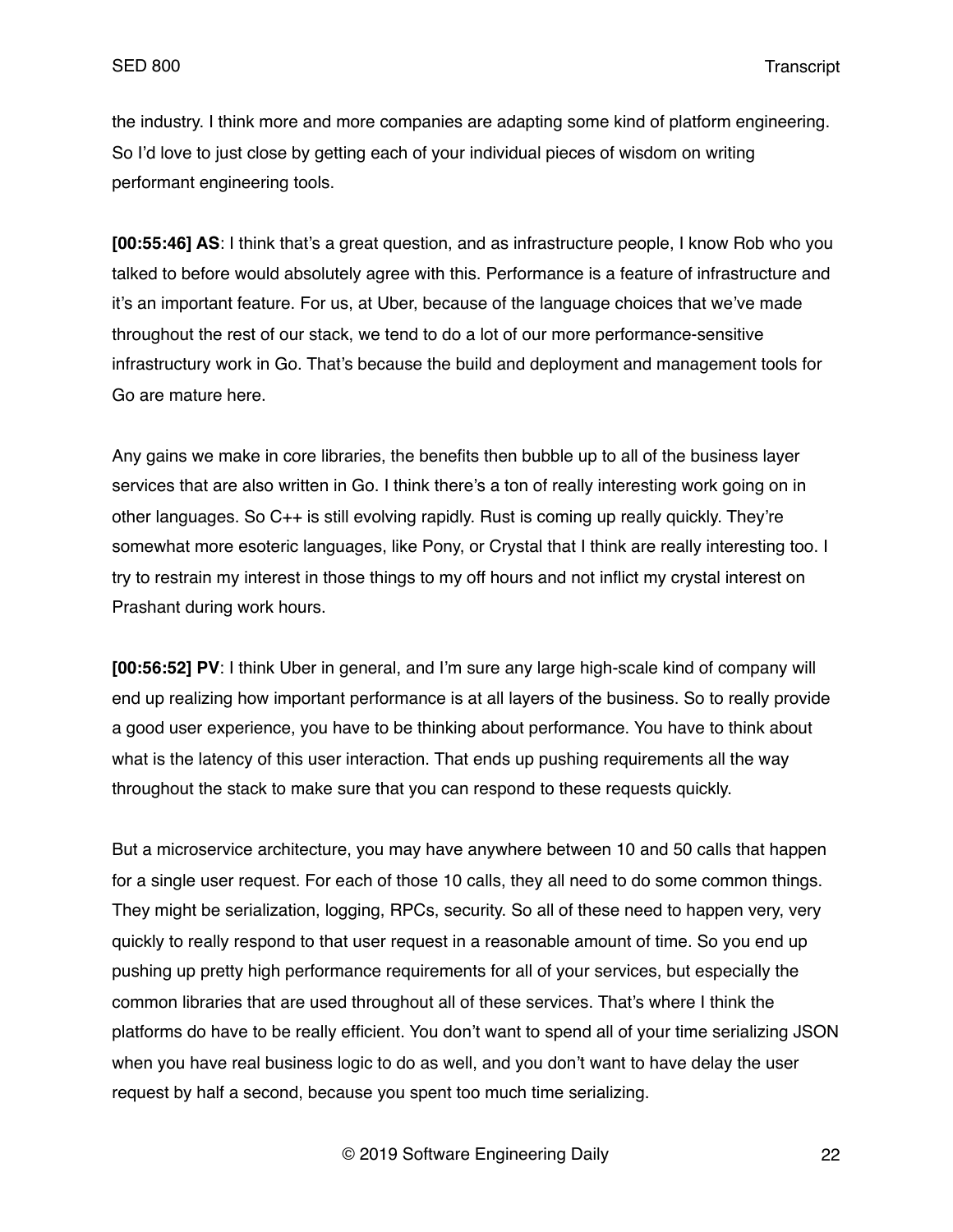the industry. I think more and more companies are adapting some kind of platform engineering. So I'd love to just close by getting each of your individual pieces of wisdom on writing performant engineering tools.

**[00:55:46] AS**: I think that's a great question, and as infrastructure people, I know Rob who you talked to before would absolutely agree with this. Performance is a feature of infrastructure and it's an important feature. For us, at Uber, because of the language choices that we've made throughout the rest of our stack, we tend to do a lot of our more performance-sensitive infrastructury work in Go. That's because the build and deployment and management tools for Go are mature here.

Any gains we make in core libraries, the benefits then bubble up to all of the business layer services that are also written in Go. I think there's a ton of really interesting work going on in other languages. So C++ is still evolving rapidly. Rust is coming up really quickly. They're somewhat more esoteric languages, like Pony, or Crystal that I think are really interesting too. I try to restrain my interest in those things to my off hours and not inflict my crystal interest on Prashant during work hours.

**[00:56:52] PV**: I think Uber in general, and I'm sure any large high-scale kind of company will end up realizing how important performance is at all layers of the business. So to really provide a good user experience, you have to be thinking about performance. You have to think about what is the latency of this user interaction. That ends up pushing requirements all the way throughout the stack to make sure that you can respond to these requests quickly.

But a microservice architecture, you may have anywhere between 10 and 50 calls that happen for a single user request. For each of those 10 calls, they all need to do some common things. They might be serialization, logging, RPCs, security. So all of these need to happen very, very quickly to really respond to that user request in a reasonable amount of time. So you end up pushing up pretty high performance requirements for all of your services, but especially the common libraries that are used throughout all of these services. That's where I think the platforms do have to be really efficient. You don't want to spend all of your time serializing JSON when you have real business logic to do as well, and you don't want to have delay the user request by half a second, because you spent too much time serializing.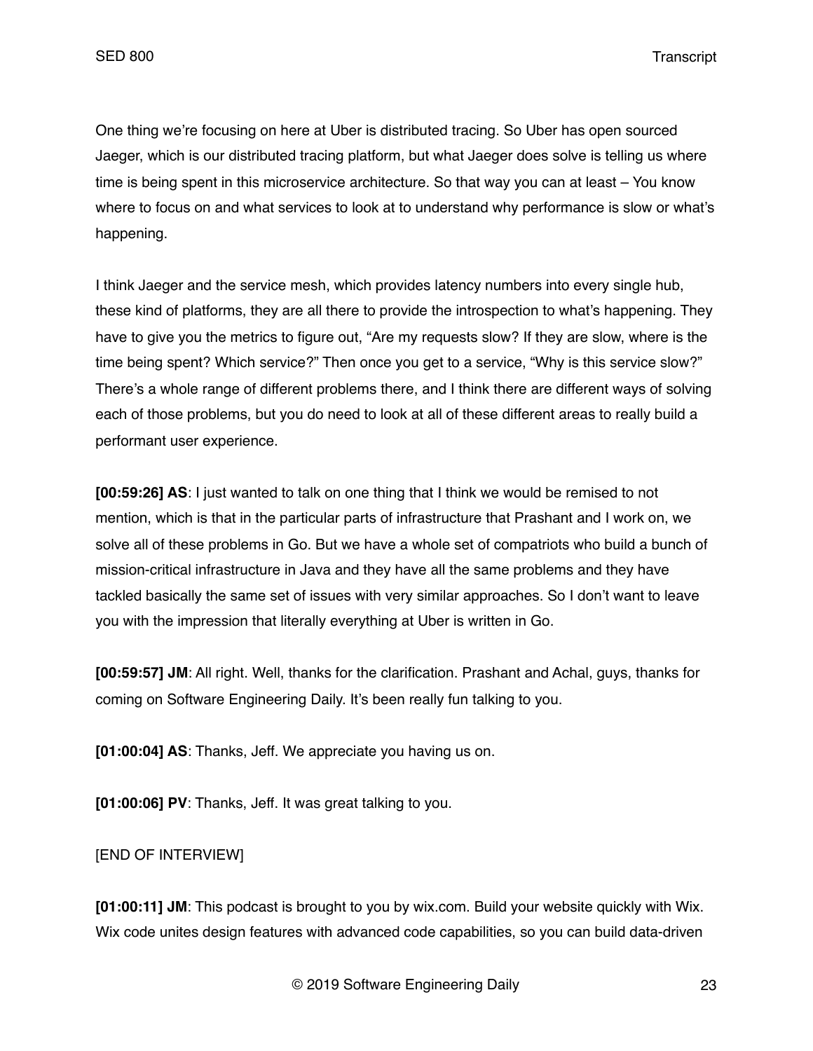One thing we're focusing on here at Uber is distributed tracing. So Uber has open sourced Jaeger, which is our distributed tracing platform, but what Jaeger does solve is telling us where time is being spent in this microservice architecture. So that way you can at least – You know where to focus on and what services to look at to understand why performance is slow or what's happening.

I think Jaeger and the service mesh, which provides latency numbers into every single hub, these kind of platforms, they are all there to provide the introspection to what's happening. They have to give you the metrics to figure out, "Are my requests slow? If they are slow, where is the time being spent? Which service?" Then once you get to a service, "Why is this service slow?" There's a whole range of different problems there, and I think there are different ways of solving each of those problems, but you do need to look at all of these different areas to really build a performant user experience.

**[00:59:26] AS**: I just wanted to talk on one thing that I think we would be remised to not mention, which is that in the particular parts of infrastructure that Prashant and I work on, we solve all of these problems in Go. But we have a whole set of compatriots who build a bunch of mission-critical infrastructure in Java and they have all the same problems and they have tackled basically the same set of issues with very similar approaches. So I don't want to leave you with the impression that literally everything at Uber is written in Go.

**[00:59:57] JM**: All right. Well, thanks for the clarification. Prashant and Achal, guys, thanks for coming on Software Engineering Daily. It's been really fun talking to you.

**[01:00:04] AS**: Thanks, Jeff. We appreciate you having us on.

**[01:00:06] PV**: Thanks, Jeff. It was great talking to you.

[END OF INTERVIEW]

**[01:00:11] JM**: This podcast is brought to you by wix.com. Build your website quickly with Wix. Wix code unites design features with advanced code capabilities, so you can build data-driven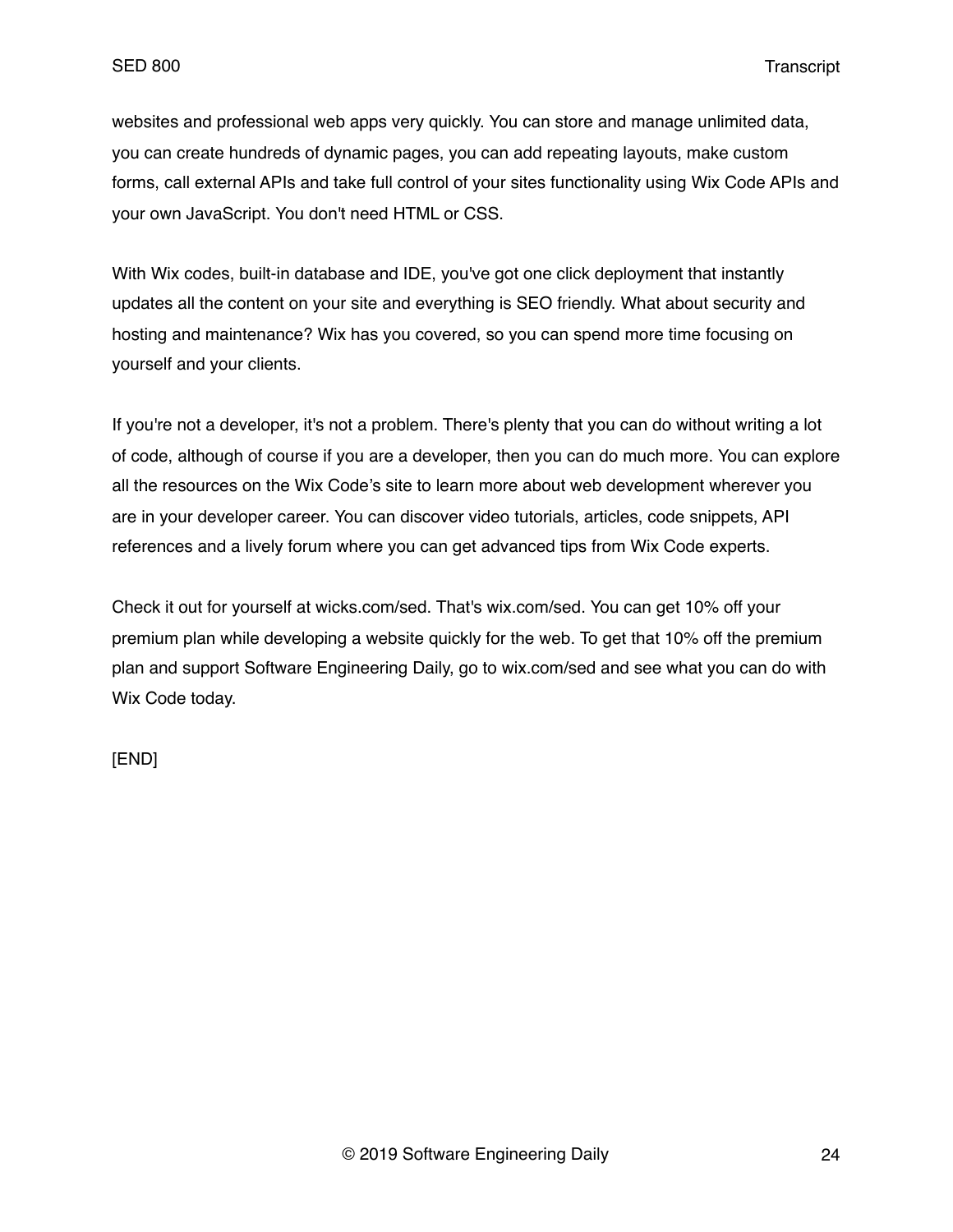websites and professional web apps very quickly. You can store and manage unlimited data, you can create hundreds of dynamic pages, you can add repeating layouts, make custom forms, call external APIs and take full control of your sites functionality using Wix Code APIs and your own JavaScript. You don't need HTML or CSS.

With Wix codes, built-in database and IDE, you've got one click deployment that instantly updates all the content on your site and everything is SEO friendly. What about security and hosting and maintenance? Wix has you covered, so you can spend more time focusing on yourself and your clients.

If you're not a developer, it's not a problem. There's plenty that you can do without writing a lot of code, although of course if you are a developer, then you can do much more. You can explore all the resources on the Wix Code's site to learn more about web development wherever you are in your developer career. You can discover video tutorials, articles, code snippets, API references and a lively forum where you can get advanced tips from Wix Code experts.

Check it out for yourself at wicks.com/sed. That's wix.com/sed. You can get 10% off your premium plan while developing a website quickly for the web. To get that 10% off the premium plan and support Software Engineering Daily, go to wix.com/sed and see what you can do with Wix Code today.

[END]